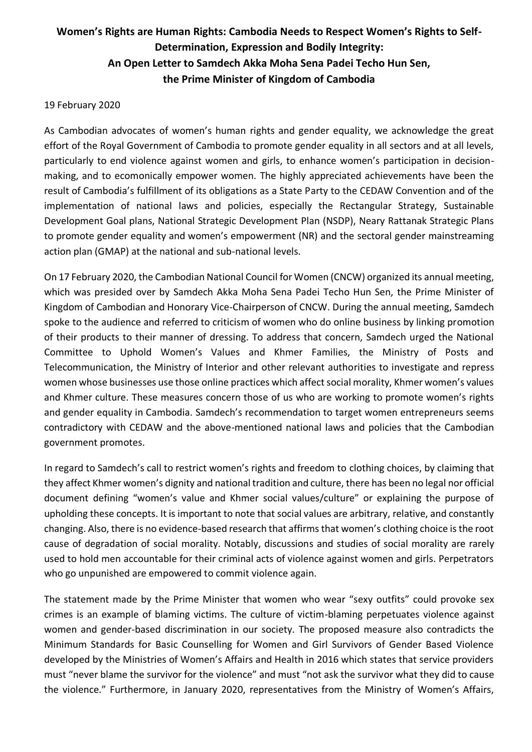# Women's Rights are Human Rights: Cambodia Needs to Respect Women's Rights to Self-Determination, Expression and Bodily Integrity: An Open Letter to Samdech Akka Moha Sena Padei Techo Hun Sen, the Prime Minister of Kingdom of Cambodia

19 February 2020

As Cambodian advocates of women's human rights and gender equality, we acknowledge the great effort of the Royal Government of Cambodia to promote gender equality in all sectors and at all levels, particularly to end violence against women and girls, to enhance women's participation in decision-making, and to ecomonically empower women. The highly appreciated achievements have been the result of Cambodia's fulfillment of its obligations as a State Party to the CEDAW Convention and of the implementation of national laws and policies, especially the Rectangular Strategy, Sustainable Development Goal plans, National Strategic Development Plan (NSDP), Neary Rattanak Strategic Plans to promote gender equality and women's empowerment (NR) and the sectoral gender mainstreaming action plan (GMAP) at the national and sub-national levels.

On 17 February 2020, the Cambodian National Council for Women (CNCW) organized its annual meeting, which was presided over by Samdech Akka Moha Sena Padei Techo Hun Sen, the Prime Minister of Kingdom of Cambodian and Honorary Vice-Chairperson of CNCW. During the annual meeting, Samdech spoke to the audience and referred to criticism of women who do online business by linking promotion of their products to their manner of dressing. To address that concern, Samdech urged the National Committee to Uphold Women's Values and Khmer Families, the Ministry of Posts and Telecommunication, the Ministry of Interior and other relevant authorities to investigate and repress women whose businesses use those online practices which affect social morality, Khmer women's values and Khmer culture. These measures concern those of us who are working to promote women's rights and gender equality in Cambodia. Samdech's recommendation to target women entrepreneurs seems contradictory with CEDAW and the above-mentioned national laws and policies that the Cambodian government promotes.

In regard to Samdech's call to restrict women's rights and freedom to clothing choices, by claiming that they affect Khmer women's dignity and national tradition and culture, there has been no legal nor official document defining "women's value and Khmer social values/culture" or explaining the purpose of upholding these concepts. It is important to note that social values are arbitrary, relative, and constantly changing. Also, there is no evidence-based research that affirms that women's clothing choice is the root cause of degradation of social morality. Notably, discussions and studies of social morality are rarely used to hold men accountable for their criminal acts of violence against women and girls. Perpetrators who go unpunished are empowered to commit violence again.

The statement made by the Prime Minister that women who wear "sexy outfits" could provoke sex crimes is an example of blaming victims. The culture of victim-blaming perpetuates violence against women and gender-based discrimination in our society. The proposed measure also contradicts the Minimum Standards for Basic Counselling for Women and Girl Survivors of Gender Based Violence developed by the Ministries of Women's Affairs and Health in 2016 which states that service providers must "never blame the survivor for the violence" and must "not ask the survivor what they did to cause the violence." Furthermore, in January 2020, representatives from the Ministry of Women's Affairs,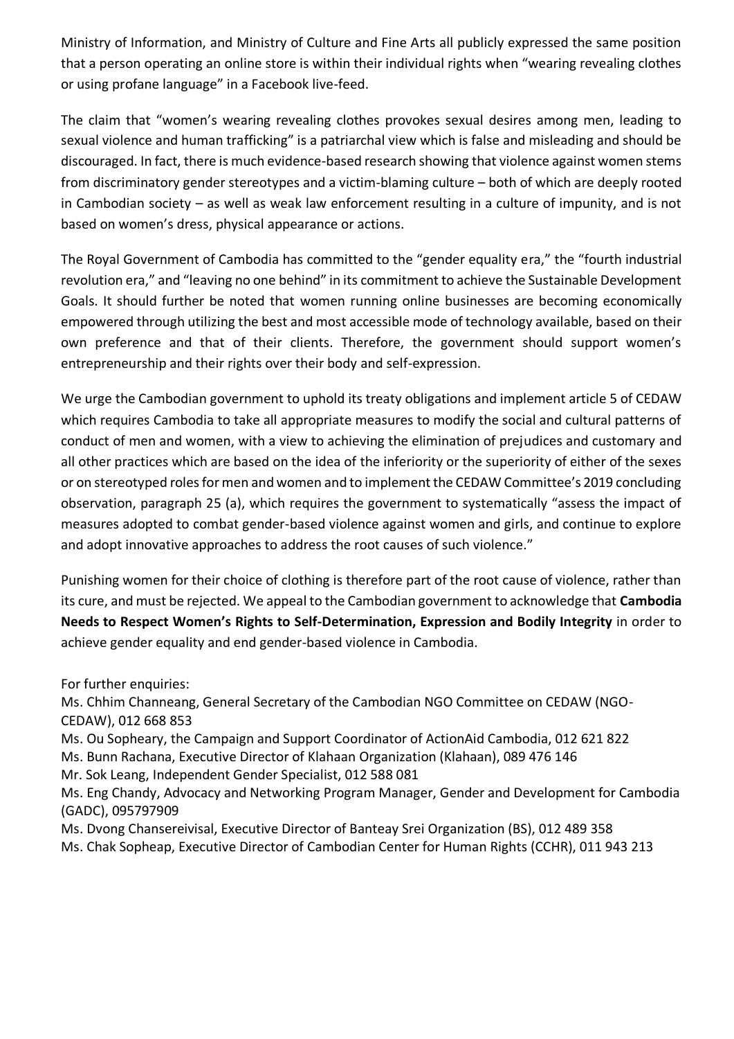Ministry of Information, and Ministry of Culture and Fine Arts all publicly expressed the same position that a person operating an online store is within their individual rights when "wearing revealing clothes or using profane language" in a Facebook live-feed.

The claim that "women's wearing revealing clothes provokes sexual desires among men, leading to sexual violence and human trafficking" is a patriarchal view which is false and misleading and should be discouraged. In fact, there is much evidence-based research showing that violence against women stems from discriminatory gender stereotypes and a victim-blaming culture – both of which are deeply rooted in Cambodian society – as well as weak law enforcement resulting in a culture of impunity, and is not based on women's dress, physical appearance or actions.

The Royal Government of Cambodia has committed to the "gender equality era," the "fourth industrial revolution era," and "leaving no one behind" in its commitment to achieve the Sustainable Development Goals. It should further be noted that women running online businesses are becoming economically empowered through utilizing the best and most accessible mode of technology available, based on their own preference and that of their clients. Therefore, the government should support women's entrepreneurship and their rights over their body and self-expression.

We urge the Cambodian government to uphold its treaty obligations and implement article 5 of CEDAW which requires Cambodia to take all appropriate measures to modify the social and cultural patterns of conduct of men and women, with a view to achieving the elimination of prejudices and customary and all other practices which are based on the idea of the inferiority or the superiority of either of the sexes or on stereotyped roles for men and women and to implement the CEDAW Committee's 2019 concluding observation, paragraph 25 (a), which requires the government to systematically "assess the impact of measures adopted to combat gender-based violence against women and girls, and continue to explore and adopt innovative approaches to address the root causes of such violence."

Punishing women for their choice of clothing is therefore part of the root cause of violence, rather than its cure, and must be rejected. We appeal to the Cambodian government to acknowledge that **Cambodia Needs to Respect Women's Rights to Self-Determination, Expression and Bodily Integrity** in order to achieve gender equality and end gender-based violence in Cambodia.

For further enquiries:
Ms. Chhim Channeang, General Secretary of the Cambodian NGO Committee on CEDAW (NGO-CEDAW), 012 668 853
Ms. Ou Sopheary, the Campaign and Support Coordinator of ActionAid Cambodia, 012 621 822
Ms. Bunn Rachana, Executive Director of Klahaan Organization (Klahaan), 089 476 146
Mr. Sok Leang, Independent Gender Specialist, 012 588 081
Ms. Eng Chandy, Advocacy and Networking Program Manager, Gender and Development for Cambodia (GADC), 095797909
Ms. Dvong Chansereivisal, Executive Director of Banteay Srei Organization (BS), 012 489 358
Ms. Chak Sopheap, Executive Director of Cambodian Center for Human Rights (CCHR), 011 943 213